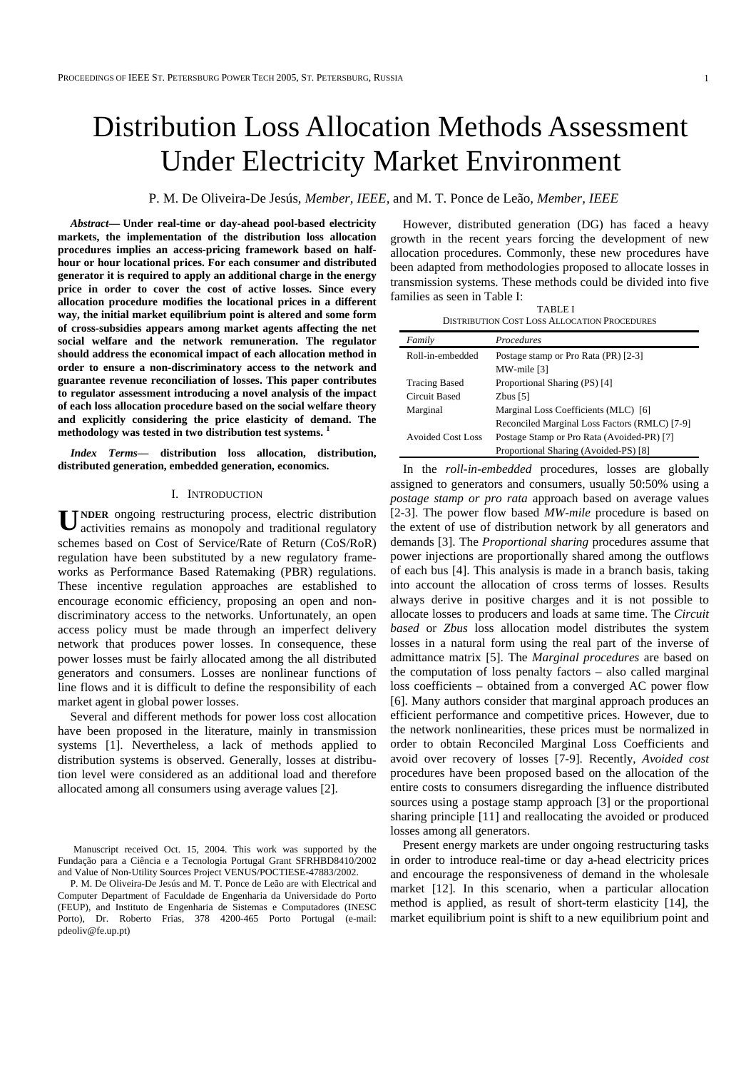# Distribution Loss Allocation Methods Assessment Under Electricity Market Environment

P. M. De Oliveira-De Jesús, *Member, IEEE*, and M. T. Ponce de Leão, *Member, IEEE*

***Abstract*— Under real-time or day-ahead pool-based electricity markets, the implementation of the distribution loss allocation procedures implies an access-pricing framework based on half-hour or hour locational prices. For each consumer and distributed generator it is required to apply an additional charge in the energy price in order to cover the cost of active losses. Since every allocation procedure modifies the locational prices in a different way, the initial market equilibrium point is altered and some form of cross-subsidies appears among market agents affecting the net social welfare and the network remuneration. The regulator should address the economical impact of each allocation method in order to ensure a non-discriminatory access to the network and guarantee revenue reconciliation of losses. This paper contributes to regulator assessment introducing a novel analysis of the impact of each loss allocation procedure based on the social welfare theory and explicitly considering the price elasticity of demand. The methodology was tested in two distribution test systems.** [1]

***Index Terms*— distribution loss allocation, distribution, distributed generation, embedded generation, economics.**

## I. Introduction

UNDER ongoing restructuring process, electric distribution activities remains as monopoly and traditional regulatory schemes based on Cost of Service/Rate of Return (CoS/RoR) regulation have been substituted by a new regulatory frameworks as Performance Based Ratemaking (PBR) regulations. These incentive regulation approaches are established to encourage economic efficiency, proposing an open and non-discriminatory access to the networks. Unfortunately, an open access policy must be made through an imperfect delivery network that produces power losses. In consequence, these power losses must be fairly allocated among the all distributed generators and consumers. Losses are nonlinear functions of line flows and it is difficult to define the responsibility of each market agent in global power losses.

Several and different methods for power loss cost allocation have been proposed in the literature, mainly in transmission systems [1]. Nevertheless, a lack of methods applied to distribution systems is observed. Generally, losses at distribution level were considered as an additional load and therefore allocated among all consumers using average values [2].

However, distributed generation (DG) has faced a heavy growth in the recent years forcing the development of new allocation procedures. Commonly, these new procedures have been adapted from methodologies proposed to allocate losses in transmission systems. These methods could be divided into five families as seen in Table I:

TABLE I
DISTRIBUTION COST LOSS ALLOCATION PROCEDURES

| Family | Procedures |
|---|---|
| Roll-in-embedded | Postage stamp or Pro Rata (PR) [2-3] |
| | MW-mile [3] |
| Tracing Based | Proportional Sharing (PS) [4] |
| Circuit Based | Zbus [5] |
| Marginal | Marginal Loss Coefficients (MLC) [6] |
| | Reconciled Marginal Loss Factors (RMLC) [7-9] |
| Avoided Cost Loss | Postage Stamp or Pro Rata (Avoided-PR) [7] |
| | Proportional Sharing (Avoided-PS) [8] |

In the *roll-in-embedded* procedures, losses are globally assigned to generators and consumers, usually 50:50% using a *postage stamp or pro rata* approach based on average values [2-3]. The power flow based *MW-mile* procedure is based on the extent of use of distribution network by all generators and demands [3]. The *Proportional sharing* procedures assume that power injections are proportionally shared among the outflows of each bus [4]. This analysis is made in a branch basis, taking into account the allocation of cross terms of losses. Results always derive in positive charges and it is not possible to allocate losses to producers and loads at same time. The *Circuit based* or *Zbus* loss allocation model distributes the system losses in a natural form using the real part of the inverse of admittance matrix [5]. The *Marginal procedures* are based on the computation of loss penalty factors – also called marginal loss coefficients – obtained from a converged AC power flow [6]. Many authors consider that marginal approach produces an efficient performance and competitive prices. However, due to the network nonlinearities, these prices must be normalized in order to obtain Reconciled Marginal Loss Coefficients and avoid over recovery of losses [7-9]. Recently, *Avoided cost* procedures have been proposed based on the allocation of the entire costs to consumers disregarding the influence distributed sources using a postage stamp approach [3] or the proportional sharing principle [11] and reallocating the avoided or produced losses among all generators.

Present energy markets are under ongoing restructuring tasks in order to introduce real-time or day a-head electricity prices and encourage the responsiveness of demand in the wholesale market [12]. In this scenario, when a particular allocation method is applied, as result of short-term elasticity [14], the market equilibrium point is shift to a new equilibrium point and

[1] Manuscript received Oct. 15, 2004. This work was supported by the Fundação para a Ciência e a Tecnologia Portugal Grant SFRHBD8410/2002 and Value of Non-Utility Sources Project VENUS/POCTIESE-47883/2002.

P. M. De Oliveira-De Jesús and M. T. Ponce de Leão are with Electrical and Computer Department of Faculdade de Engenharia da Universidade do Porto (FEUP), and Instituto de Engenharia de Sistemas e Computadores (INESC Porto), Dr. Roberto Frias, 378 4200-465 Porto Portugal (e-mail: pdeoliv@fe.up.pt)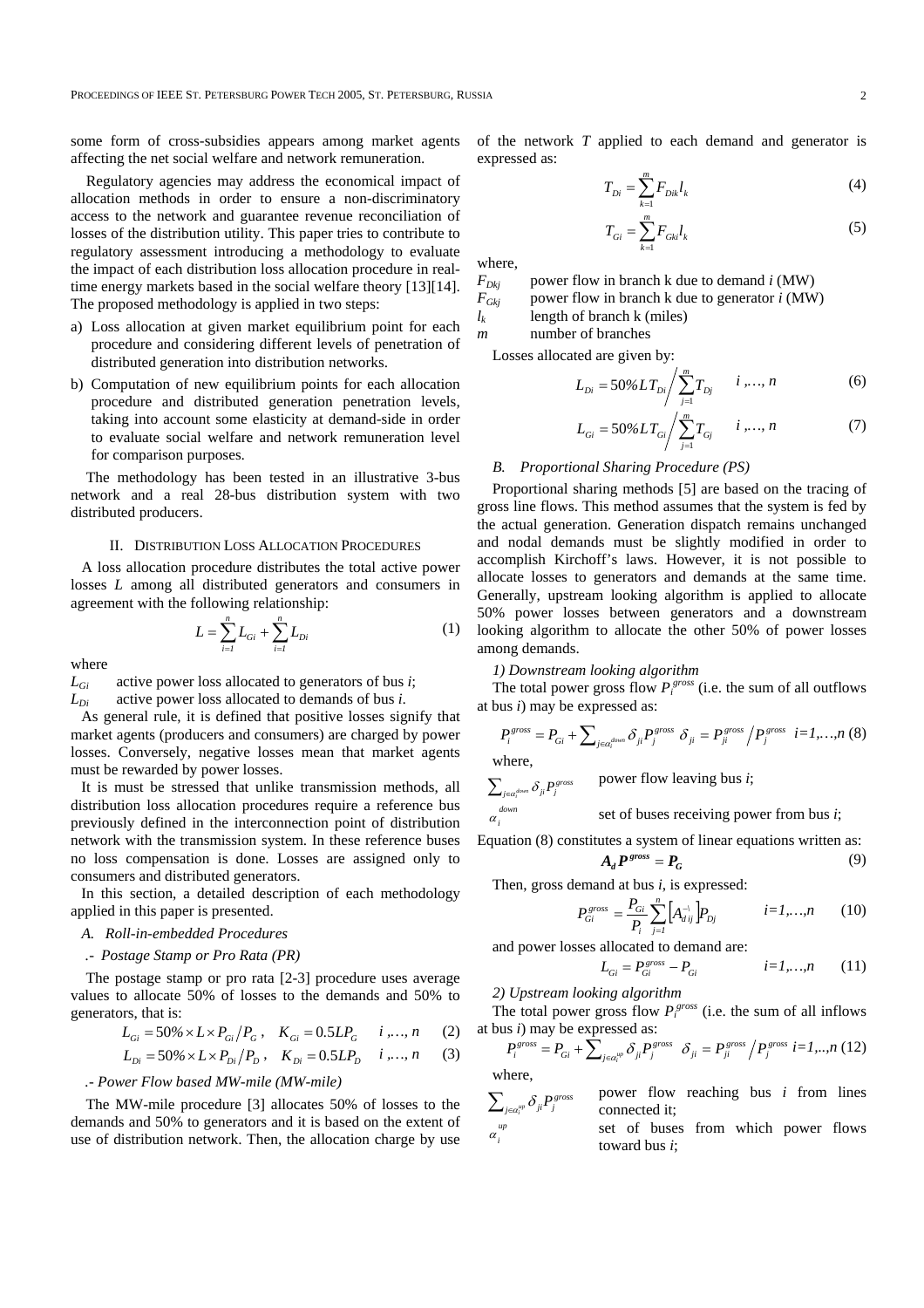some form of cross-subsidies appears among market agents affecting the net social welfare and network remuneration.

Regulatory agencies may address the economical impact of allocation methods in order to ensure a non-discriminatory access to the network and guarantee revenue reconciliation of losses of the distribution utility. This paper tries to contribute to regulatory assessment introducing a methodology to evaluate the impact of each distribution loss allocation procedure in real-time energy markets based in the social welfare theory [13][14]. The proposed methodology is applied in two steps:

a) Loss allocation at given market equilibrium point for each procedure and considering different levels of penetration of distributed generation into distribution networks.
b) Computation of new equilibrium points for each allocation procedure and distributed generation penetration levels, taking into account some elasticity at demand-side in order to evaluate social welfare and network remuneration level for comparison purposes.

The methodology has been tested in an illustrative 3-bus network and a real 28-bus distribution system with two distributed producers.

## II. Distribution Loss Allocation Procedures

A loss allocation procedure distributes the total active power losses $L$ among all distributed generators and consumers in agreement with the following relationship:

$$L = \sum_{i=1}^{n} L_{Gi} + \sum_{i=1}^{n} L_{Di} \tag{1}$$

where

$L_{Gi}$ active power loss allocated to generators of bus $i$;
$L_{Di}$ active power loss allocated to demands of bus $i$.

As general rule, it is defined that positive losses signify that market agents (producers and consumers) are charged by power losses. Conversely, negative losses mean that market agents must be rewarded by power losses.

It is must be stressed that unlike transmission methods, all distribution loss allocation procedures require a reference bus previously defined in the interconnection point of distribution network with the transmission system. In these reference buses no loss compensation is done. Losses are assigned only to consumers and distributed generators.

In this section, a detailed description of each methodology applied in this paper is presented.

### A. Roll-in-embedded Procedures

*.- Postage Stamp or Pro Rata (PR)*

The postage stamp or pro rata [2-3] procedure uses average values to allocate 50% of losses to the demands and 50% to generators, that is:

$$L_{Gi} = 50\% \times L \times P_{Gi}/P_G\,, \quad K_{Gi} = 0.5LP_G \qquad i\,,\ldots,\,n \tag{2}$$

$$L_{Di} = 50\% \times L \times P_{Di}/P_D\,, \quad K_{Di} = 0.5LP_D \qquad i\,,\ldots,\,n \tag{3}$$

*.- Power Flow based MW-mile (MW-mile)*

The MW-mile procedure [3] allocates 50% of losses to the demands and 50% to generators and it is based on the extent of use of distribution network. Then, the allocation charge by use of the network $T$ applied to each demand and generator is expressed as:

$$T_{Di} = \sum_{k=1}^{m} F_{Dik} l_k \tag{4}$$

$$T_{Gi} = \sum_{k=1}^{m} F_{Gki} l_k \tag{5}$$

where,

$F_{Dkj}$ power flow in branch k due to demand $i$ (MW)
$F_{Gkj}$ power flow in branch k due to generator $i$ (MW)
$l_k$ length of branch k (miles)
$m$ number of branches

Losses allocated are given by:

$$L_{Di} = 50\% L T_{Di} \Big/ \sum_{j=1}^{m} T_{Dj} \qquad i\,,\ldots,\,n \tag{6}$$

$$L_{Gi} = 50\% L T_{Gi} \Big/ \sum_{j=1}^{m} T_{Gj} \qquad i\,,\ldots,\,n \tag{7}$$

### B. Proportional Sharing Procedure (PS)

Proportional sharing methods [5] are based on the tracing of gross line flows. This method assumes that the system is fed by the actual generation. Generation dispatch remains unchanged and nodal demands must be slightly modified in order to accomplish Kirchoff's laws. However, it is not possible to allocate losses to generators and demands at the same time. Generally, upstream looking algorithm is applied to allocate 50% power losses between generators and a downstream looking algorithm to allocate the other 50% of power losses among demands.

*1) Downstream looking algorithm*

The total power gross flow $P_i^{gross}$ (i.e. the sum of all outflows at bus $i$) may be expressed as:

$$P_i^{gross} = P_{Gi} + \sum_{j\in\alpha_i^{down}} \delta_{ji} P_j^{gross} \quad \delta_{ji} = P_{ji}^{gross} \Big/ P_j^{gross} \quad i=1,\ldots,n \tag{8}$$

where,

$\sum_{j\in\alpha_i^{down}} \delta_{ji} P_j^{gross}$ power flow leaving bus $i$;

$\alpha_i^{down}$ set of buses receiving power from bus $i$;

Equation (8) constitutes a system of linear equations written as:

$$\boldsymbol{A_d P^{gross}} = \boldsymbol{P_G} \tag{9}$$

Then, gross demand at bus $i$, is expressed:

$$P_{Gi}^{gross} = \frac{P_{Gi}}{P_i} \sum_{j=1}^{n} \left[A_{dij}^{-1}\right] P_{Dj} \qquad i=1,\ldots,n \tag{10}$$

and power losses allocated to demand are:

$$L_{Gi} = P_{Gi}^{gross} - P_{Gi} \qquad i=1,\ldots,n \tag{11}$$

*2) Upstream looking algorithm*

The total power gross flow $P_i^{gross}$ (i.e. the sum of all inflows at bus $i$) may be expressed as:

$$P_i^{gross} = P_{Gi} + \sum_{j\in\alpha_i^{up}} \delta_{ji} P_j^{gross} \quad \delta_{ji} = P_{ji}^{gross} \Big/ P_j^{gross} \quad i=1,..,n \tag{12}$$

where,

$\sum_{j\in\alpha_i^{up}} \delta_{ji} P_j^{gross}$ power flow reaching bus $i$ from lines connected it;

$\alpha_i^{up}$ set of buses from which power flows toward bus $i$;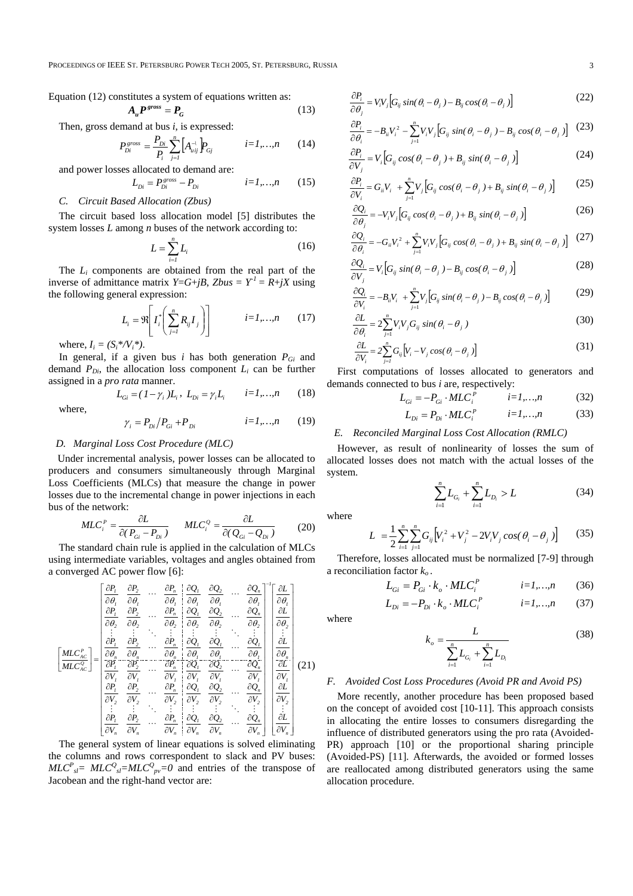Equation (12) constitutes a system of equations written as:

$$\boldsymbol{A_u P^{gross}} = \boldsymbol{P_G} \tag{13}$$

Then, gross demand at bus *i*, is expressed:

$$P_{Di}^{gross} = \frac{P_{Di}}{P_i}\sum_{j=1}^{n}\left[A_{uij}^{-1}\right]P_{Gj} \qquad i=1,\ldots,n \tag{14}$$

and power losses allocated to demand are:

$$L_{Di} = P_{Di}^{gross} - P_{Di} \qquad i=1,\ldots,n \tag{15}$$

### C. Circuit Based Allocation (Zbus)

The circuit based loss allocation model [5] distributes the system losses *L* among *n* buses of the network according to:

$$L = \sum_{i=1}^{n} L_i \tag{16}$$

The $L_i$ components are obtained from the real part of the inverse of admittance matrix $Y=G+jB$, $Zbus = Y^{-1} = R+jX$ using the following general expression:

$$L_i = \Re\left[I_i^*\left(\sum_{j=1}^{n} R_{ij} I_j\right)\right] \qquad i=1,\ldots,n \tag{17}$$

where, $I_i = (S_i^*/V_i^*)$.

In general, if a given bus *i* has both generation $P_{Gi}$ and demand $P_{Di}$, the allocation loss component $L_i$ can be further assigned in a *pro rata* manner.

$$L_{Gi} = (1-\gamma_i)L_i,\; L_{Di} = \gamma_i L_i \qquad i=1,\ldots,n \tag{18}$$

where,

$$\gamma_i = P_{Di}/P_{Gi} + P_{Di} \qquad i=1,\ldots,n \tag{19}$$

### D. Marginal Loss Cost Procedure (MLC)

Under incremental analysis, power losses can be allocated to producers and consumers simultaneously through Marginal Loss Coefficients (MLCs) that measure the change in power losses due to the incremental change in power injections in each bus of the network:

$$MLC_i^P = \frac{\partial L}{\partial(P_{Gi} - P_{Di})} \qquad MLC_i^Q = \frac{\partial L}{\partial(Q_{Gi} - Q_{Di})} \tag{20}$$

The standard chain rule is applied in the calculation of MLCs using intermediate variables, voltages and angles obtained from a converged AC power flow [6]:

$$\begin{bmatrix} MLC_{AC}^P \\ MLC_{AC}^Q \end{bmatrix} = \left[\begin{array}{cccc|cccc}
\frac{\partial P_1}{\partial \theta_1} & \frac{\partial P_2}{\partial \theta_1} & \cdots & \frac{\partial P_n}{\partial \theta_1} & \frac{\partial Q_1}{\partial \theta_1} & \frac{\partial Q_2}{\partial \theta_1} & \cdots & \frac{\partial Q_n}{\partial \theta_1} \\
\frac{\partial P_1}{\partial \theta_2} & \frac{\partial P_2}{\partial \theta_2} & \cdots & \frac{\partial P_n}{\partial \theta_2} & \frac{\partial Q_1}{\partial \theta_2} & \frac{\partial Q_2}{\partial \theta_2} & \cdots & \frac{\partial Q_n}{\partial \theta_2} \\
\vdots & \vdots & \ddots & \vdots & \vdots & \vdots & \ddots & \vdots \\
\frac{\partial P_1}{\partial \theta_n} & \frac{\partial P_2}{\partial \theta_n} & \cdots & \frac{\partial P_n}{\partial \theta_n} & \frac{\partial Q_1}{\partial \theta_1} & \frac{\partial Q_1}{\partial \theta_1} & \cdots & \frac{\partial Q_1}{\partial \theta_1} \\
\hline
\frac{\partial P_1}{\partial V_1} & \frac{\partial P_2}{\partial V_1} & \cdots & \frac{\partial P_n}{\partial V_1} & \frac{\partial Q_1}{\partial V_1} & \frac{\partial Q_2}{\partial V_1} & \cdots & \frac{\partial Q_n}{\partial V_1} \\
\frac{\partial P_1}{\partial V_2} & \frac{\partial P_2}{\partial V_2} & \cdots & \frac{\partial P_n}{\partial V_2} & \frac{\partial Q_1}{\partial V_2} & \frac{\partial Q_2}{\partial V_2} & \cdots & \frac{\partial Q_n}{\partial V_2} \\
\vdots & \vdots & \ddots & \vdots & \vdots & \vdots & \ddots & \vdots \\
\frac{\partial P_1}{\partial V_n} & \frac{\partial P_2}{\partial V_n} & \cdots & \frac{\partial P_n}{\partial V_n} & \frac{\partial Q_1}{\partial V_n} & \frac{\partial Q_2}{\partial V_n} & \cdots & \frac{\partial Q_n}{\partial V_n}
\end{array}\right]^{-1} \begin{bmatrix} \frac{\partial L}{\partial \theta_1} \\ \frac{\partial L}{\partial \theta_2} \\ \vdots \\ \frac{\partial L}{\partial \theta_n} \\ \frac{\partial L}{\partial V_1} \\ \frac{\partial L}{\partial V_2} \\ \vdots \\ \frac{\partial L}{\partial V_n} \end{bmatrix} \tag{21}$$

The general system of linear equations is solved eliminating the columns and rows correspondent to slack and PV buses: $MLC^P_{sl} = MLC^Q_{sl} = MLC^Q_{pv} = 0$ and entries of the transpose of Jacobean and the right-hand vector are:

$$\frac{\partial P_i}{\partial \theta_j} = V_i V_j\left[G_{ij}\sin(\theta_i - \theta_j) - B_{ij}\cos(\theta_i - \theta_j)\right] \tag{22}$$

$$\frac{\partial P_i}{\partial \theta_i} = -B_{ii}V_i^2 - \sum_{j=1}^{n} V_i V_j\left[G_{ij}\sin(\theta_i - \theta_j) - B_{ij}\cos(\theta_i - \theta_j)\right] \tag{23}$$

$$\frac{\partial P_i}{\partial V_j} = V_i\left[G_{ij}\cos(\theta_i - \theta_j) + B_{ij}\sin(\theta_i - \theta_j)\right] \tag{24}$$

$$\frac{\partial P_i}{\partial V_i} = G_{ii}V_i + \sum_{j=1}^{n} V_j\left[G_{ij}\cos(\theta_i - \theta_j) + B_{ij}\sin(\theta_i - \theta_j)\right] \tag{25}$$

$$\frac{\partial Q_i}{\partial \theta_j} = -V_i V_j\left[G_{ij}\cos(\theta_i - \theta_j) + B_{ij}\sin(\theta_i - \theta_j)\right] \tag{26}$$

$$\frac{\partial Q_i}{\partial \theta_i} = -G_{ii}V_i^2 + \sum_{j=1}^{n} V_i V_j\left[G_{ij}\cos(\theta_i - \theta_j) + B_{ij}\sin(\theta_i - \theta_j)\right] \tag{27}$$

$$\frac{\partial Q_i}{\partial V_j} = V_i\left[G_{ij}\sin(\theta_i - \theta_j) - B_{ij}\cos(\theta_i - \theta_j)\right] \tag{28}$$

$$\frac{\partial Q_i}{\partial V_i} = -B_{ii}V_i + \sum_{j=1}^{n} V_j\left[G_{ij}\sin(\theta_i - \theta_j) - B_{ij}\cos(\theta_i - \theta_j)\right] \tag{29}$$

$$\frac{\partial L}{\partial \theta_i} = 2\sum_{j=1}^{n} V_i V_j G_{ij}\sin(\theta_i - \theta_j) \tag{30}$$

$$\frac{\partial L}{\partial V_i} = 2\sum_{j=1}^{n} G_{ij}\left[V_i - V_j\cos(\theta_i - \theta_j)\right] \tag{31}$$

First computations of losses allocated to generators and demands connected to bus *i* are, respectively:

$$L_{Gi} = -P_{Gi}\cdot MLC_i^P \qquad i=1,\ldots,n \tag{32}$$

$$L_{Di} = P_{Di}\cdot MLC_i^P \qquad i=1,\ldots,n \tag{33}$$

### E. Reconciled Marginal Loss Cost Allocation (RMLC)

However, as result of nonlinearity of losses the sum of allocated losses does not match with the actual losses of the system.

$$\sum_{i=1}^{n} L_{G_i} + \sum_{i=1}^{n} L_{D_i} > L \tag{34}$$

where

$$L = \frac{1}{2}\sum_{i=1}^{n}\sum_{j=1}^{n} G_{ij}\left[V_i^2 + V_j^2 - 2V_iV_j\cos(\theta_i - \theta_j)\right] \tag{35}$$

Therefore, losses allocated must be normalized [7-9] through a reconciliation factor $k_o$.

$$L_{Gi} = P_{Gi}\cdot k_o \cdot MLC_i^P \qquad i=1,\ldots,n \tag{36}$$

$$L_{Di} = -P_{Di}\cdot k_o \cdot MLC_i^P \qquad i=1,\ldots,n \tag{37}$$

where

$$k_o = \frac{L}{\sum_{i=1}^{n} L_{G_i} + \sum_{i=1}^{n} L_{D_i}} \tag{38}$$

### F. Avoided Cost Loss Procedures (Avoid PR and Avoid PS)

More recently, another procedure has been proposed based on the concept of avoided cost [10-11]. This approach consists in allocating the entire losses to consumers disregarding the influence of distributed generators using the pro rata (Avoided-PR) approach [10] or the proportional sharing principle (Avoided-PS) [11]. Afterwards, the avoided or formed losses are reallocated among distributed generators using the same allocation procedure.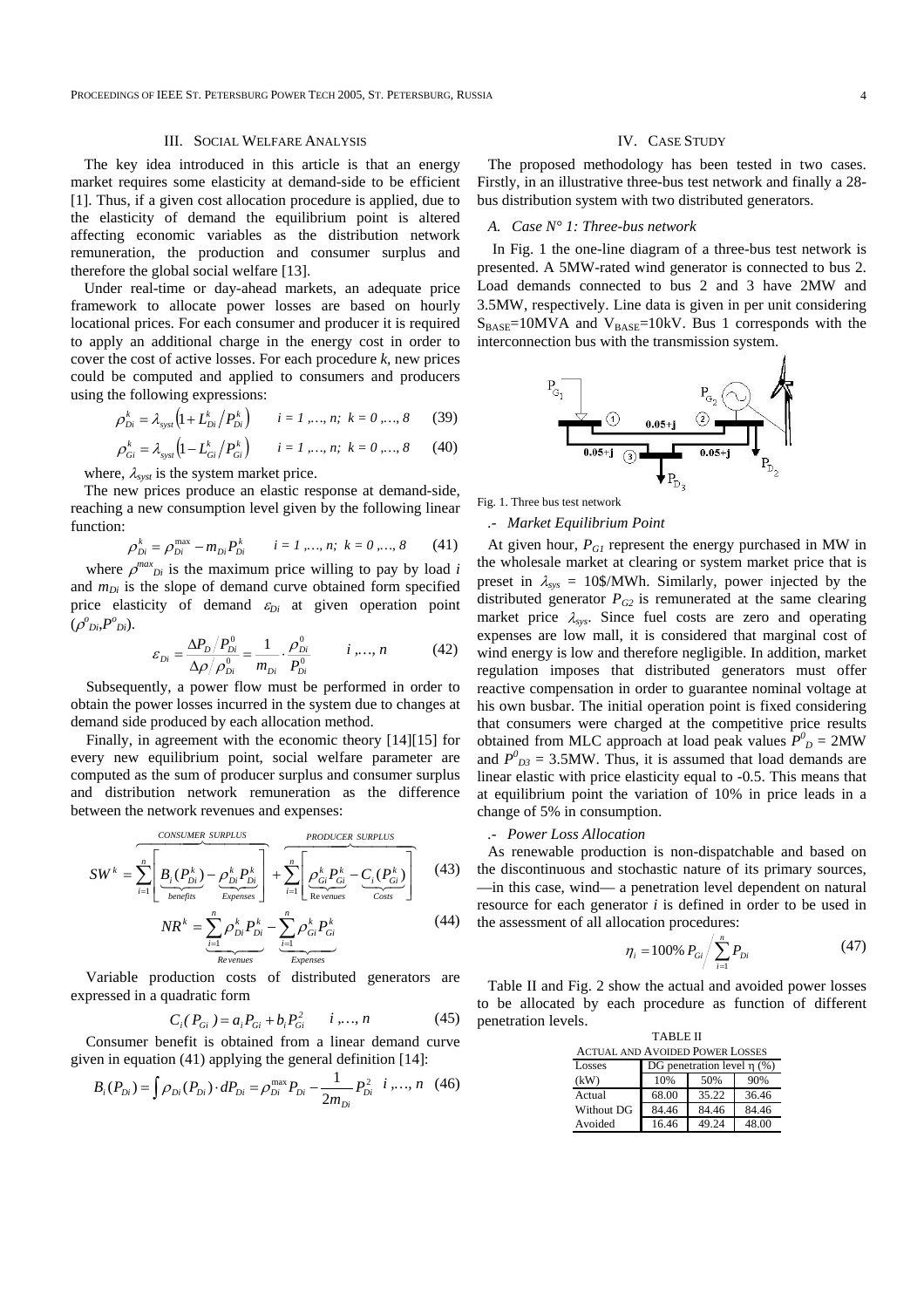## III. Social Welfare Analysis

The key idea introduced in this article is that an energy market requires some elasticity at demand-side to be efficient [1]. Thus, if a given cost allocation procedure is applied, due to the elasticity of demand the equilibrium point is altered affecting economic variables as the distribution network remuneration, the production and consumer surplus and therefore the global social welfare [13].

Under real-time or day-ahead markets, an adequate price framework to allocate power losses are based on hourly locational prices. For each consumer and producer it is required to apply an additional charge in the energy cost in order to cover the cost of active losses. For each procedure $k$, new prices could be computed and applied to consumers and producers using the following expressions:

$$\rho_{Di}^{k} = \lambda_{syst}\left(1 + L_{Di}^{k} / P_{Di}^{k}\right) \qquad i = 1,\ldots,n;\ k = 0,\ldots,8 \quad (39)$$

$$\rho_{Gi}^{k} = \lambda_{syst}\left(1 - L_{Gi}^{k} / P_{Gi}^{k}\right) \qquad i = 1,\ldots,n;\ k = 0,\ldots,8 \quad (40)$$

where, $\lambda_{syst}$ is the system market price.

The new prices produce an elastic response at demand-side, reaching a new consumption level given by the following linear function:

$$\rho_{Di}^{k} = \rho_{Di}^{\max} - m_{Di} P_{Di}^{k} \qquad i = 1,\ldots,n;\ k = 0,\ldots,8 \quad (41)$$

where $\rho^{max}_{Di}$ is the maximum price willing to pay by load $i$ and $m_{Di}$ is the slope of demand curve obtained form specified price elasticity of demand $\varepsilon_{Di}$ at given operation point $(\rho^{o}_{Di}, P^{o}_{Di})$.

$$\varepsilon_{Di} = \frac{\Delta P_D / P_{Di}^{0}}{\Delta \rho / \rho_{Di}^{0}} = \frac{1}{m_{Di}} \cdot \frac{\rho_{Di}^{0}}{P_{Di}^{0}} \qquad i,\ldots,n \quad (42)$$

Subsequently, a power flow must be performed in order to obtain the power losses incurred in the system due to changes at demand side produced by each allocation method.

Finally, in agreement with the economic theory [14][15] for every new equilibrium point, social welfare parameter are computed as the sum of producer surplus and consumer surplus and distribution network remuneration as the difference between the network revenues and expenses:

$$SW^{k} = \overbrace{\sum_{i=1}^{n}\left[\underbrace{B_i(P_{Di}^{k})}_{benefits} - \underbrace{\rho_{Di}^{k} P_{Di}^{k}}_{Expenses}\right]}^{CONSUMER\ SURPLUS} + \overbrace{\sum_{i=1}^{n}\left[\underbrace{\rho_{Gi}^{k} P_{Gi}^{k}}_{Revenues} - \underbrace{C_i(P_{Gi}^{k})}_{Costs}\right]}^{PRODUCER\ SURPLUS} \quad (43)$$

$$NR^{k} = \underbrace{\sum_{i=1}^{n} \rho_{Di}^{k} P_{Di}^{k}}_{Revenues} - \underbrace{\sum_{i=1}^{n} \rho_{Gi}^{k} P_{Gi}^{k}}_{Expenses} \quad (44)$$

Variable production costs of distributed generators are expressed in a quadratic form

$$C_i(P_{Gi}) = a_i P_{Gi} + b_i P_{Gi}^{2} \qquad i,\ldots,n \quad (45)$$

Consumer benefit is obtained from a linear demand curve given in equation (41) applying the general definition [14]:

$$B_i(P_{Di}) = \int \rho_{Di}(P_{Di}) \cdot dP_{Di} = \rho_{Di}^{\max} P_{Di} - \frac{1}{2m_{Di}} P_{Di}^{2} \quad i,\ldots,n \quad (46)$$

## IV. Case Study

The proposed methodology has been tested in two cases. Firstly, in an illustrative three-bus test network and finally a 28-bus distribution system with two distributed generators.

### A. Case N° 1: Three-bus network

In Fig. 1 the one-line diagram of a three-bus test network is presented. A 5MW-rated wind generator is connected to bus 2. Load demands connected to bus 2 and 3 have 2MW and 3.5MW, respectively. Line data is given in per unit considering $S_{BASE}$=10MVA and $V_{BASE}$=10kV. Bus 1 corresponds with the interconnection bus with the transmission system.

Fig. 1. Three bus test network

*.- Market Equilibrium Point*

At given hour, $P_{G1}$ represent the energy purchased in MW in the wholesale market at clearing or system market price that is preset in $\lambda_{sys}$ = 10\$/MWh. Similarly, power injected by the distributed generator $P_{G2}$ is remunerated at the same clearing market price $\lambda_{sys}$. Since fuel costs are zero and operating expenses are low mall, it is considered that marginal cost of wind energy is low and therefore negligible. In addition, market regulation imposes that distributed generators must offer reactive compensation in order to guarantee nominal voltage at his own busbar. The initial operation point is fixed considering that consumers were charged at the competitive price results obtained from MLC approach at load peak values $P^{0}_{D}$ = 2MW and $P^{0}_{D3}$ = 3.5MW. Thus, it is assumed that load demands are linear elastic with price elasticity equal to -0.5. This means that at equilibrium point the variation of 10% in price leads in a change of 5% in consumption.

*.- Power Loss Allocation*

As renewable production is non-dispatchable and based on the discontinuous and stochastic nature of its primary sources, —in this case, wind— a penetration level dependent on natural resource for each generator $i$ is defined in order to be used in the assessment of all allocation procedures:

$$\eta_i = 100\% \, P_{Gi} \Big/ \sum_{i=1}^{n} P_{Di} \quad (47)$$

Table II and Fig. 2 show the actual and avoided power losses to be allocated by each procedure as function of different penetration levels.

TABLE II
ACTUAL AND AVOIDED POWER LOSSES

| Losses (kW) | DG penetration level η (%) | | |
|---|---|---|---|
| | 10% | 50% | 90% |
| Actual | 68.00 | 35.22 | 36.46 |
| Without DG | 84.46 | 84.46 | 84.46 |
| Avoided | 16.46 | 49.24 | 48.00 |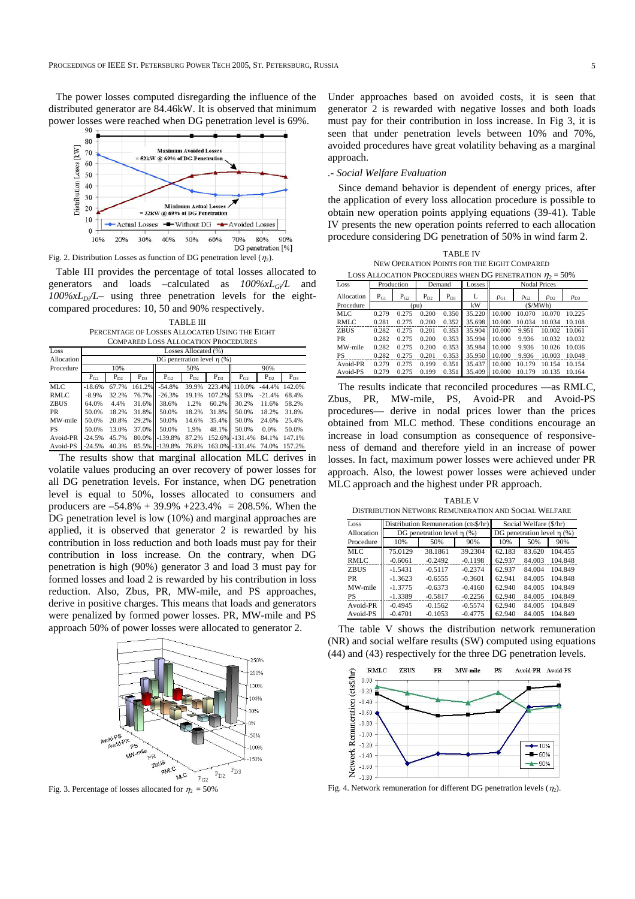The power losses computed disregarding the influence of the distributed generator are 84.46kW. It is observed that minimum power losses were reached when DG penetration level is 69%.

Fig. 2. Distribution Losses as function of DG penetration level ($\eta_2$).

Table III provides the percentage of total losses allocated to generators and loads –calculated as $100\%xL_{Gi}/L$ and $100\%xL_{Di}/L$– using three penetration levels for the eight-compared procedures: 10, 50 and 90% respectively.

TABLE III
PERCENTAGE OF LOSSES ALLOCATED USING THE EIGHT COMPARED LOSS ALLOCATION PROCEDURES

| Loss Allocation Procedure | Losses Allocated (%) | | | | | | | | |
|---|---|---|---|---|---|---|---|---|---|
| | DG penetration level η (%) | | | | | | | | |
| | 10% | | | 50% | | | 90% | | |
| | $P_{G2}$ | $P_{D2}$ | $P_{D3}$ | $P_{G2}$ | $P_{D2}$ | $P_{D3}$ | $P_{G2}$ | $P_{D2}$ | $P_{D3}$ |
| MLC | -18.6% | 67.7% | 161.2% | -54.8% | 39.9% | 223.4% | 110.0% | -44.4% | 142.0% |
| RMLC | -8.9% | 32.2% | 76.7% | -26.3% | 19.1% | 107.2% | 53.0% | -21.4% | 68.4% |
| ZBUS | 64.0% | 4.4% | 31.6% | 38.6% | 1.2% | 60.2% | 30.2% | 11.6% | 58.2% |
| PR | 50.0% | 18.2% | 31.8% | 50.0% | 18.2% | 31.8% | 50.0% | 18.2% | 31.8% |
| MW-mile | 50.0% | 20.8% | 29.2% | 50.0% | 14.6% | 35.4% | 50.0% | 24.6% | 25.4% |
| PS | 50.0% | 13.0% | 37.0% | 50.0% | 1.9% | 48.1% | 50.0% | 0.0% | 50.0% |
| Avoid-PR | -24.5% | 45.7% | 80.0% | -139.8% | 87.2% | 152.6% | -131.4% | 84.1% | 147.1% |
| Avoid-PS | -24.5% | 40.3% | 85.5% | -139.8% | 76.8% | 163.0% | -131.4% | 74.0% | 157.2% |

The results show that marginal allocation MLC derives in volatile values producing an over recovery of power losses for all DG penetration levels. For instance, when DG penetration level is equal to 50%, losses allocated to consumers and producers are –54.8% + 39.9% +223.4% = 208.5%. When the DG penetration level is low (10%) and marginal approaches are applied, it is observed that generator 2 is rewarded by his contribution in loss reduction and both loads must pay for their contribution in loss increase. On the contrary, when DG penetration is high (90%) generator 3 and load 3 must pay for formed losses and load 2 is rewarded by his contribution in loss reduction. Also, Zbus, PR, MW-mile, and PS approaches, derive in positive charges. This means that loads and generators were penalized by formed power losses. PR, MW-mile and PS approach 50% of power losses were allocated to generator 2.

Fig. 3. Percentage of losses allocated for $\eta_2$ = 50%

Under approaches based on avoided costs, it is seen that generator 2 is rewarded with negative losses and both loads must pay for their contribution in loss increase. In Fig 3, it is seen that under penetration levels between 10% and 70%, avoided procedures have great volatility behaving as a marginal approach.

*.- Social Welfare Evaluation*

Since demand behavior is dependent of energy prices, after the application of every loss allocation procedure is possible to obtain new operation points applying equations (39-41). Table IV presents the new operation points referred to each allocation procedure considering DG penetration of 50% in wind farm 2.

TABLE IV
NEW OPERATION POINTS FOR THE EIGHT COMPARED LOSS ALLOCATION PROCEDURES WHEN DG PENETRATION $\eta_2$ = 50%

| Loss Allocation Procedure | Production | | Demand | | Losses | Nodal Prices | | | |
|---|---|---|---|---|---|---|---|---|---|
| | $P_{G1}$ | $P_{G2}$ | $P_{D2}$ | $P_{D3}$ | L | $\rho_{G1}$ | $\rho_{G2}$ | $\rho_{D2}$ | $\rho_{D3}$ |
| | (pu) | | | | kW | ($/MWh) | | | |
| MLC | 0.279 | 0.275 | 0.200 | 0.350 | 35.220 | 10.000 | 10.070 | 10.070 | 10.225 |
| RMLC | 0.281 | 0.275 | 0.200 | 0.352 | 35.698 | 10.000 | 10.034 | 10.034 | 10.108 |
| ZBUS | 0.282 | 0.275 | 0.201 | 0.353 | 35.904 | 10.000 | 9.951 | 10.002 | 10.061 |
| PR | 0.282 | 0.275 | 0.200 | 0.353 | 35.994 | 10.000 | 9.936 | 10.032 | 10.032 |
| MW-mile | 0.282 | 0.275 | 0.200 | 0.353 | 35.984 | 10.000 | 9.936 | 10.026 | 10.036 |
| PS | 0.282 | 0.275 | 0.201 | 0.353 | 35.950 | 10.000 | 9.936 | 10.003 | 10.048 |
| Avoid-PR | 0.279 | 0.275 | 0.199 | 0.351 | 35.437 | 10.000 | 10.179 | 10.154 | 10.154 |
| Avoid-PS | 0.279 | 0.275 | 0.199 | 0.351 | 35.409 | 10.000 | 10.179 | 10.135 | 10.164 |

The results indicate that reconciled procedures —as RMLC, Zbus, PR, MW-mile, PS, Avoid-PR and Avoid-PS procedures— derive in nodal prices lower than the prices obtained from MLC method. These conditions encourage an increase in load consumption as consequence of responsiveness of demand and therefore yield in an increase of power losses. In fact, maximum power losses were achieved under PR approach. Also, the lowest power losses were achieved under MLC approach and the highest under PR approach.

TABLE V
DISTRIBUTION NETWORK REMUNERATION AND SOCIAL WELFARE

| Loss Allocation Procedure | Distribution Remuneration (cts$/hr) | | | Social Welfare ($/hr) | | |
|---|---|---|---|---|---|---|
| | DG penetration level η (%) | | | DG penetration level η (%) | | |
| | 10% | 50% | 90% | 10% | 50% | 90% |
| MLC | 75.0129 | 38.1861 | 39.2304 | 62.183 | 83.620 | 104.455 |
| RMLC | -0.6061 | -0.2492 | -0.1198 | 62.937 | 84.003 | 104.848 |
| ZBUS | -1.5431 | -0.5117 | -0.2374 | 62.937 | 84.004 | 104.849 |
| PR | -1.3623 | -0.6555 | -0.3601 | 62.941 | 84.005 | 104.848 |
| MW-mile | -1.3775 | -0.6373 | -0.4160 | 62.940 | 84.005 | 104.849 |
| PS | -1.3389 | -0.5817 | -0.2256 | 62.940 | 84.005 | 104.849 |
| Avoid-PR | -0.4945 | -0.1562 | -0.5574 | 62.940 | 84.005 | 104.849 |
| Avoid-PS | -0.4701 | -0.1053 | -0.4775 | 62.940 | 84.005 | 104.849 |

The table V shows the distribution network remuneration (NR) and social welfare results (SW) computed using equations (44) and (43) respectively for the three DG penetration levels.

Fig. 4. Network remuneration for different DG penetration levels ($\eta_2$).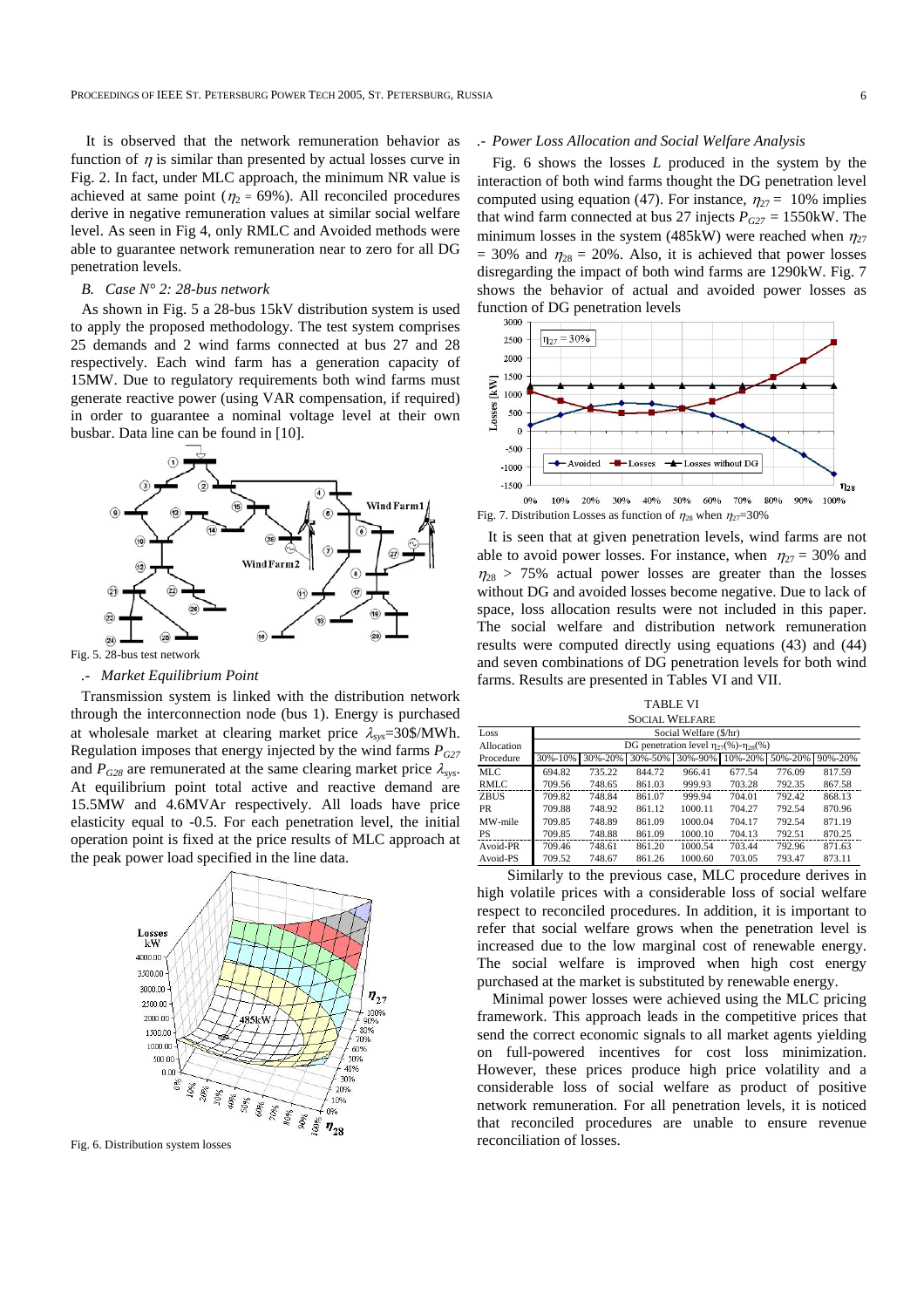It is observed that the network remuneration behavior as function of $\eta$ is similar than presented by actual losses curve in Fig. 2. In fact, under MLC approach, the minimum NR value is achieved at same point ($\eta_2 = 69\%$). All reconciled procedures derive in negative remuneration values at similar social welfare level. As seen in Fig 4, only RMLC and Avoided methods were able to guarantee network remuneration near to zero for all DG penetration levels.

### *B. Case N° 2: 28-bus network*

As shown in Fig. 5 a 28-bus 15kV distribution system is used to apply the proposed methodology. The test system comprises 25 demands and 2 wind farms connected at bus 27 and 28 respectively. Each wind farm has a generation capacity of 15MW. Due to regulatory requirements both wind farms must generate reactive power (using VAR compensation, if required) in order to guarantee a nominal voltage level at their own busbar. Data line can be found in [10].

Fig. 5. 28-bus test network

*.- Market Equilibrium Point*

Transmission system is linked with the distribution network through the interconnection node (bus 1). Energy is purchased at wholesale market at clearing market price $\lambda_{sys}$=30\$/MWh. Regulation imposes that energy injected by the wind farms $P_{G27}$ and $P_{G28}$ are remunerated at the same clearing market price $\lambda_{sys}$. At equilibrium point total active and reactive demand are 15.5MW and 4.6MVAr respectively. All loads have price elasticity equal to -0.5. For each penetration level, the initial operation point is fixed at the price results of MLC approach at the peak power load specified in the line data.

Fig. 6. Distribution system losses

*.- Power Loss Allocation and Social Welfare Analysis*

Fig. 6 shows the losses *L* produced in the system by the interaction of both wind farms thought the DG penetration level computed using equation (47). For instance, $\eta_{27} =$ 10% implies that wind farm connected at bus 27 injects $P_{G27}$ = 1550kW. The minimum losses in the system (485kW) were reached when $\eta_{27}$ = 30% and $\eta_{28}$ = 20%. Also, it is achieved that power losses disregarding the impact of both wind farms are 1290kW. Fig. 7 shows the behavior of actual and avoided power losses as function of DG penetration levels

Fig. 7. Distribution Losses as function of $\eta_{28}$ when $\eta_{27}$=30%

It is seen that at given penetration levels, wind farms are not able to avoid power losses. For instance, when $\eta_{27}$ = 30% and $\eta_{28}$ > 75% actual power losses are greater than the losses without DG and avoided losses become negative. Due to lack of space, loss allocation results were not included in this paper. The social welfare and distribution network remuneration results were computed directly using equations (43) and (44) and seven combinations of DG penetration levels for both wind farms. Results are presented in Tables VI and VII.

TABLE VI
SOCIAL WELFARE

| Loss Allocation Procedure | Social Welfare (\$/hr) | | | | | | |
|---|---|---|---|---|---|---|---|
| | DG penetration level $\eta_{27}$(%)-$\eta_{28}$(%) | | | | | | |
| | 30%-10% | 30%-20% | 30%-50% | 30%-90% | 10%-20% | 50%-20% | 90%-20% |
| MLC | 694.82 | 735.22 | 844.72 | 966.41 | 677.54 | 776.09 | 817.59 |
| RMLC | 709.56 | 748.65 | 861.03 | 999.93 | 703.28 | 792.35 | 867.58 |
| ZBUS | 709.82 | 748.84 | 861.07 | 999.94 | 704.01 | 792.42 | 868.13 |
| PR | 709.88 | 748.92 | 861.12 | 1000.11 | 704.27 | 792.54 | 870.96 |
| MW-mile | 709.85 | 748.89 | 861.09 | 1000.04 | 704.17 | 792.54 | 871.19 |
| PS | 709.85 | 748.88 | 861.09 | 1000.10 | 704.13 | 792.51 | 870.25 |
| Avoid-PR | 709.46 | 748.61 | 861.20 | 1000.54 | 703.44 | 792.96 | 871.63 |
| Avoid-PS | 709.52 | 748.67 | 861.26 | 1000.60 | 703.05 | 793.47 | 873.11 |

Similarly to the previous case, MLC procedure derives in high volatile prices with a considerable loss of social welfare respect to reconciled procedures. In addition, it is important to refer that social welfare grows when the penetration level is increased due to the low marginal cost of renewable energy. The social welfare is improved when high cost energy purchased at the market is substituted by renewable energy.

Minimal power losses were achieved using the MLC pricing framework. This approach leads in the competitive prices that send the correct economic signals to all market agents yielding on full-powered incentives for cost loss minimization. However, these prices produce high price volatility and a considerable loss of social welfare as product of positive network remuneration. For all penetration levels, it is noticed that reconciled procedures are unable to ensure revenue reconciliation of losses.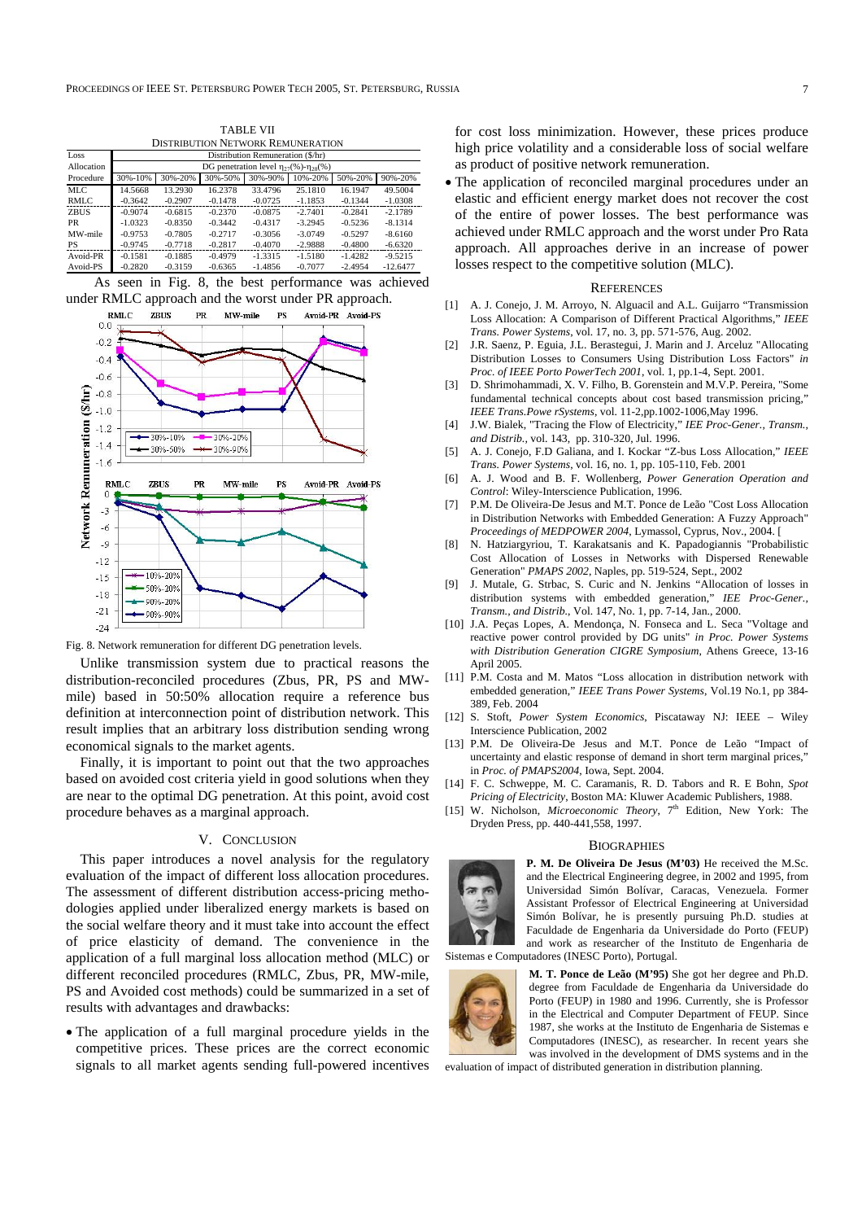TABLE VII

DISTRIBUTION NETWORK REMUNERATION

| Loss Allocation Procedure | Distribution Remuneration ($/hr) | | | | | | |
|---|---|---|---|---|---|---|---|
| | DG penetration level $\eta_{27}(\%)-\eta_{28}(\%)$ | | | | | | |
| | 30%-10% | 30%-20% | 30%-50% | 30%-90% | 10%-20% | 50%-20% | 90%-20% |
| MLC | 14.5668 | 13.2930 | 16.2378 | 33.4796 | 25.1810 | 16.1947 | 49.5004 |
| RMLC | -0.3642 | -0.2907 | -0.1478 | -0.0725 | -1.1853 | -0.1344 | -1.0308 |
| ZBUS | -0.9074 | -0.6815 | -0.2370 | -0.0875 | -2.7401 | -0.2841 | -2.1789 |
| PR | -1.0323 | -0.8350 | -0.3442 | -0.4317 | -3.2945 | -0.5236 | -8.1314 |
| MW-mile | -0.9753 | -0.7805 | -0.2717 | -0.3056 | -3.0749 | -0.5297 | -8.6160 |
| PS | -0.9745 | -0.7718 | -0.2817 | -0.4070 | -2.9888 | -0.4800 | -6.6320 |
| Avoid-PR | -0.1581 | -0.1885 | -0.4979 | -1.3315 | -1.5180 | -1.4282 | -9.5215 |
| Avoid-PS | -0.2820 | -0.3159 | -0.6365 | -1.4856 | -0.7077 | -2.4954 | -12.6477 |

As seen in Fig. 8, the best performance was achieved under RMLC approach and the worst under PR approach.

RMLC ZBUS PR MW-mile PS Avoid-PR Avoid-PS

Network Remuneration ($/hr)

30%-10% 30%-20% 30%-50% 30%-90%

10%-20% 50%-20% 90%-20% 90%-90%

Fig. 8. Network remuneration for different DG penetration levels.

Unlike transmission system due to practical reasons the distribution-reconciled procedures (Zbus, PR, PS and MW-mile) based in 50:50% allocation require a reference bus definition at interconnection point of distribution network. This result implies that an arbitrary loss distribution sending wrong economical signals to the market agents.

Finally, it is important to point out that the two approaches based on avoided cost criteria yield in good solutions when they are near to the optimal DG penetration. At this point, avoid cost procedure behaves as a marginal approach.

## V. CONCLUSION

This paper introduces a novel analysis for the regulatory evaluation of the impact of different loss allocation procedures. The assessment of different distribution access-pricing methodologies applied under liberalized energy markets is based on the social welfare theory and it must take into account the effect of price elasticity of demand. The convenience in the application of a full marginal loss allocation method (MLC) or different reconciled procedures (RMLC, Zbus, PR, MW-mile, PS and Avoided cost methods) could be summarized in a set of results with advantages and drawbacks:

- The application of a full marginal procedure yields in the competitive prices. These prices are the correct economic signals to all market agents sending full-powered incentives for cost loss minimization. However, these prices produce high price volatility and a considerable loss of social welfare as product of positive network remuneration.
- The application of reconciled marginal procedures under an elastic and efficient energy market does not recover the cost of the entire of power losses. The best performance was achieved under RMLC approach and the worst under Pro Rata approach. All approaches derive in an increase of power losses respect to the competitive solution (MLC).

## REFERENCES

[1] A. J. Conejo, J. M. Arroyo, N. Alguacil and A.L. Guijarro "Transmission Loss Allocation: A Comparison of Different Practical Algorithms," *IEEE Trans. Power Systems*, vol. 17, no. 3, pp. 571-576, Aug. 2002.

[2] J.R. Saenz, P. Eguia, J.L. Berastegui, J. Marin and J. Arceluz "Allocating Distribution Losses to Consumers Using Distribution Loss Factors" *in Proc. of IEEE Porto PowerTech 2001*, vol. 1, pp.1-4, Sept. 2001.

[3] D. Shrimohammadi, X. V. Filho, B. Gorenstein and M.V.P. Pereira, "Some fundamental technical concepts about cost based transmission pricing," *IEEE Trans.Powe rSystems*, vol. 11-2,pp.1002-1006,May 1996.

[4] J.W. Bialek, "Tracing the Flow of Electricity," *IEE Proc-Gener., Transm., and Distrib.*, vol. 143, pp. 310-320, Jul. 1996.

[5] A. J. Conejo, F.D Galiana, and I. Kockar "Z-bus Loss Allocation," *IEEE Trans. Power Systems*, vol. 16, no. 1, pp. 105-110, Feb. 2001

[6] A. J. Wood and B. F. Wollenberg, *Power Generation Operation and Control*: Wiley-Interscience Publication, 1996.

[7] P.M. De Oliveira-De Jesus and M.T. Ponce de Leão "Cost Loss Allocation in Distribution Networks with Embedded Generation: A Fuzzy Approach" *Proceedings of MEDPOWER 2004*, Lymassol, Cyprus, Nov., 2004. [

[8] N. Hatziargyriou, T. Karakatsanis and K. Papadogiannis "Probabilistic Cost Allocation of Losses in Networks with Dispersed Renewable Generation" *PMAPS 2002*, Naples, pp. 519-524, Sept., 2002

[9] J. Mutale, G. Strbac, S. Curic and N. Jenkins "Allocation of losses in distribution systems with embedded generation," *IEE Proc-Gener., Transm., and Distrib.*, Vol. 147, No. 1, pp. 7-14, Jan., 2000.

[10] J.A. Peças Lopes, A. Mendonça, N. Fonseca and L. Seca "Voltage and reactive power control provided by DG units" *in Proc. Power Systems with Distribution Generation CIGRE Symposium*, Athens Greece, 13-16 April 2005.

[11] P.M. Costa and M. Matos "Loss allocation in distribution network with embedded generation," *IEEE Trans Power Systems*, Vol.19 No.1, pp 384-389, Feb. 2004

[12] S. Stoft, *Power System Economics*, Piscataway NJ: IEEE – Wiley Interscience Publication, 2002

[13] P.M. De Oliveira-De Jesus and M.T. Ponce de Leão "Impact of uncertainty and elastic response of demand in short term marginal prices," in *Proc. of PMAPS2004*, Iowa, Sept. 2004.

[14] F. C. Schweppe, M. C. Caramanis, R. D. Tabors and R. E Bohn, *Spot Pricing of Electricity*, Boston MA: Kluwer Academic Publishers, 1988.

[15] W. Nicholson, *Microeconomic Theory*, 7th Edition, New York: The Dryden Press, pp. 440-441,558, 1997.

## BIOGRAPHIES

**P. M. De Oliveira De Jesus (M'03)** He received the M.Sc. and the Electrical Engineering degree, in 2002 and 1995, from Universidad Simón Bolívar, Caracas, Venezuela. Former Assistant Professor of Electrical Engineering at Universidad Simón Bolívar, he is presently pursuing Ph.D. studies at Faculdade de Engenharia da Universidade do Porto (FEUP) and work as researcher of the Instituto de Engenharia de Sistemas e Computadores (INESC Porto), Portugal.

**M. T. Ponce de Leão (M'95)** She got her degree and Ph.D. degree from Faculdade de Engenharia da Universidade do Porto (FEUP) in 1980 and 1996. Currently, she is Professor in the Electrical and Computer Department of FEUP. Since 1987, she works at the Instituto de Engenharia de Sistemas e Computadores (INESC), as researcher. In recent years she was involved in the development of DMS systems and in the evaluation of impact of distributed generation in distribution planning.